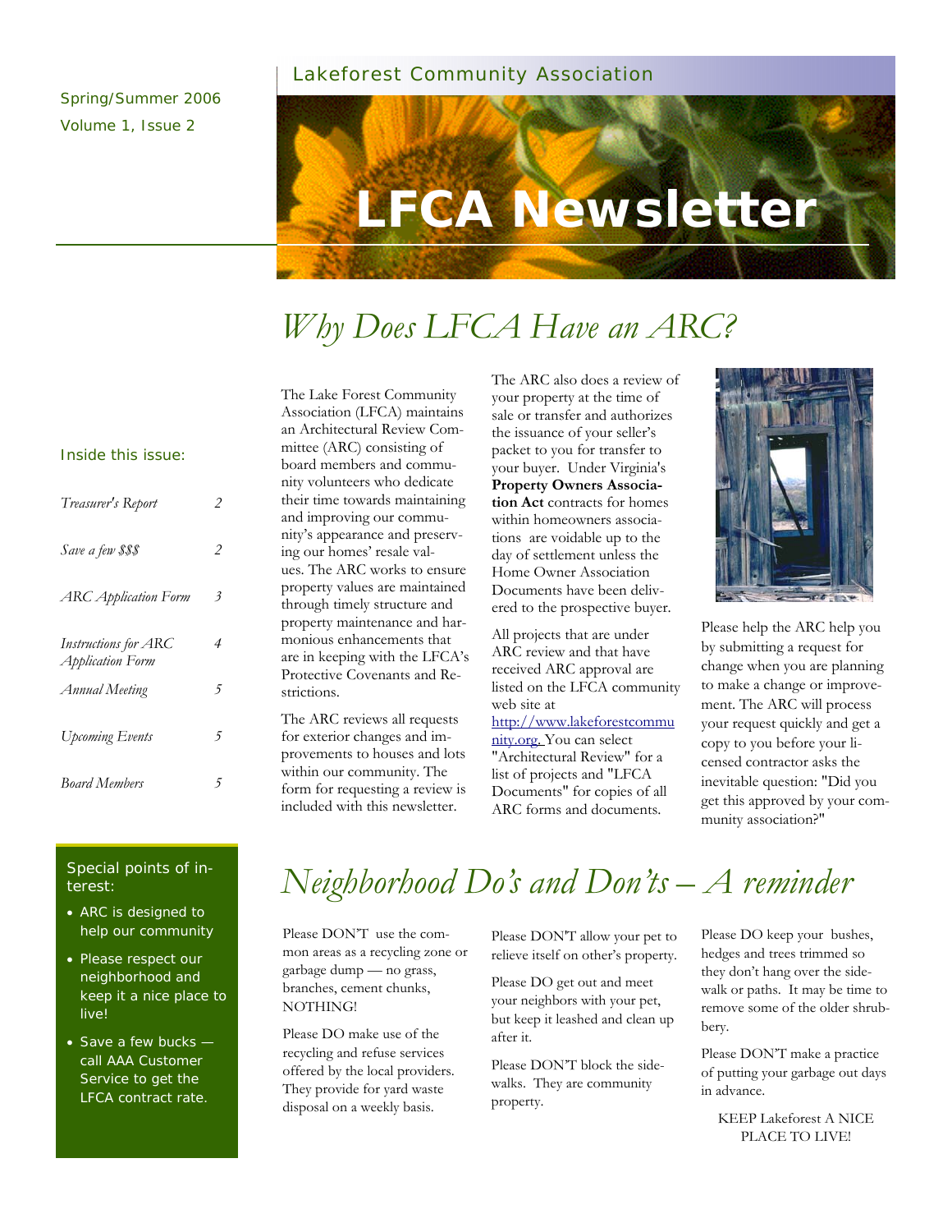Spring/Summer 2006
Volume 1, Issue 2

Lakeforest Community Association

# LFCA Newsletter

**Inside this issue:**

| | |
|---|---|
| *Treasurer's Report* | 2 |
| *Save a few $$$* | 2 |
| *ARC Application Form* | 3 |
| *Instructions for ARC Application Form* | 4 |
| *Annual Meeting* | 5 |
| *Upcoming Events* | 5 |
| *Board Members* | 5 |

**Special points of interest:**

- ARC is designed to help our community
- Please respect our neighborhood and keep it a nice place to live!
- Save a few bucks — call AAA Customer Service to get the LFCA contract rate.

## *Why Does LFCA Have an ARC?*

The Lake Forest Community Association (LFCA) maintains an Architectural Review Committee (ARC) consisting of board members and community volunteers who dedicate their time towards maintaining and improving our community's appearance and preserving our homes' resale values. The ARC works to ensure property values are maintained through timely structure and property maintenance and harmonious enhancements that are in keeping with the LFCA's Protective Covenants and Restrictions.

The ARC reviews all requests for exterior changes and improvements to houses and lots within our community. The form for requesting a review is included with this newsletter.

The ARC also does a review of your property at the time of sale or transfer and authorizes the issuance of your seller's packet to you for transfer to your buyer. Under Virginia's **Property Owners Association Act** contracts for homes within homeowners associations are voidable up to the day of settlement unless the Home Owner Association Documents have been delivered to the prospective buyer.

All projects that are under ARC review and that have received ARC approval are listed on the LFCA community web site at http://www.lakeforestcommunity.org. You can select "Architectural Review" for a list of projects and "LFCA Documents" for copies of all ARC forms and documents.

Please help the ARC help you by submitting a request for change when you are planning to make a change or improvement. The ARC will process your request quickly and get a copy to you before your licensed contractor asks the inevitable question: "Did you get this approved by your community association?"

## *Neighborhood Do's and Don'ts – A reminder*

Please DON'T use the common areas as a recycling zone or garbage dump — no grass, branches, cement chunks, NOTHING!

Please DO make use of the recycling and refuse services offered by the local providers. They provide for yard waste disposal on a weekly basis.

Please DON'T allow your pet to relieve itself on other's property.

Please DO get out and meet your neighbors with your pet, but keep it leashed and clean up after it.

Please DON'T block the sidewalks. They are community property.

Please DO keep your bushes, hedges and trees trimmed so they don't hang over the sidewalk or paths. It may be time to remove some of the older shrubbery.

Please DON'T make a practice of putting your garbage out days in advance.

KEEP Lakeforest A NICE PLACE TO LIVE!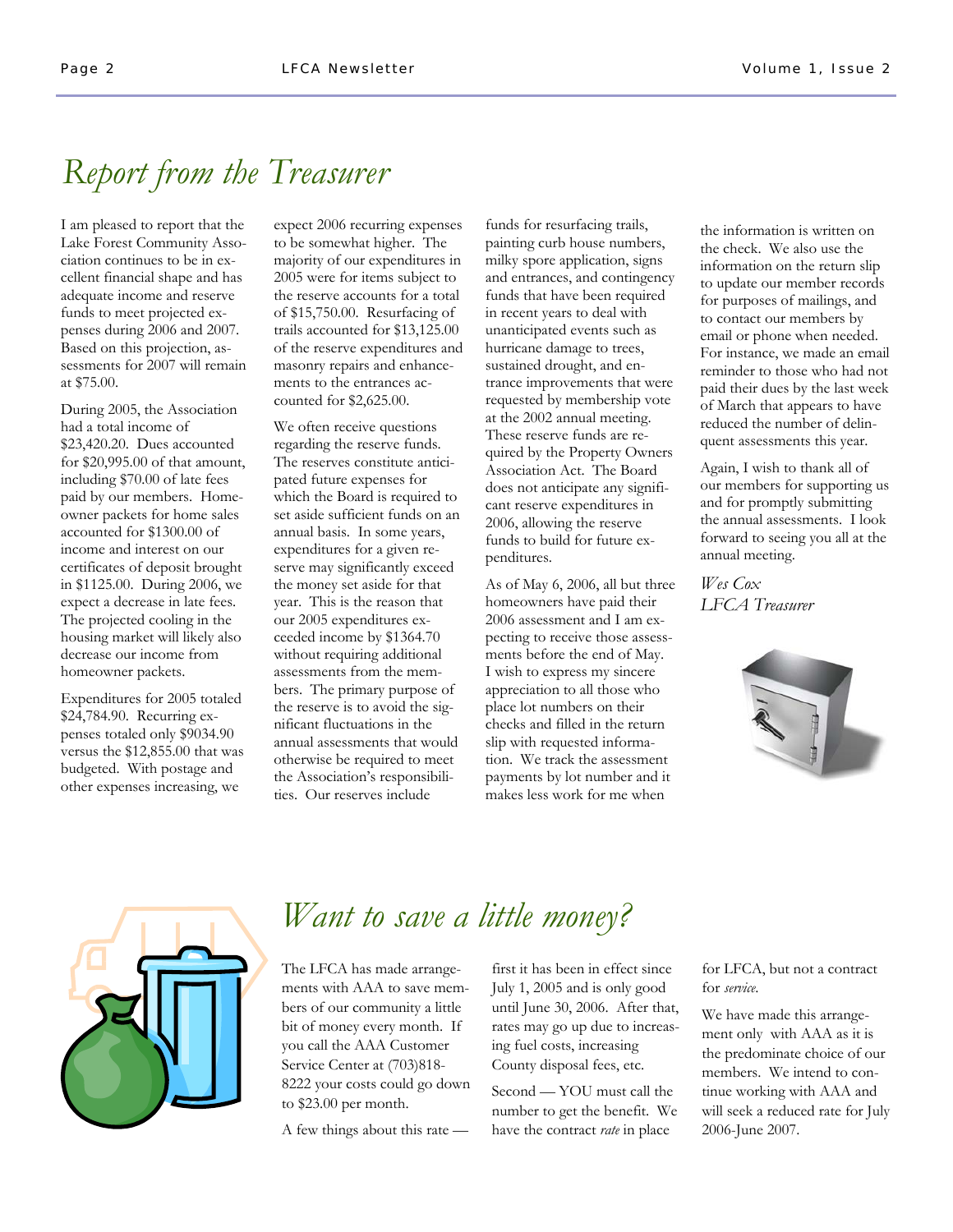# Report from the Treasurer

I am pleased to report that the Lake Forest Community Association continues to be in excellent financial shape and has adequate income and reserve funds to meet projected expenses during 2006 and 2007. Based on this projection, assessments for 2007 will remain at $75.00.

During 2005, the Association had a total income of $23,420.20. Dues accounted for $20,995.00 of that amount, including $70.00 of late fees paid by our members. Homeowner packets for home sales accounted for $1300.00 of income and interest on our certificates of deposit brought in $1125.00. During 2006, we expect a decrease in late fees. The projected cooling in the housing market will likely also decrease our income from homeowner packets.

Expenditures for 2005 totaled $24,784.90. Recurring expenses totaled only $9034.90 versus the $12,855.00 that was budgeted. With postage and other expenses increasing, we expect 2006 recurring expenses to be somewhat higher. The majority of our expenditures in 2005 were for items subject to the reserve accounts for a total of $15,750.00. Resurfacing of trails accounted for $13,125.00 of the reserve expenditures and masonry repairs and enhancements to the entrances accounted for $2,625.00.

We often receive questions regarding the reserve funds. The reserves constitute anticipated future expenses for which the Board is required to set aside sufficient funds on an annual basis. In some years, expenditures for a given reserve may significantly exceed the money set aside for that year. This is the reason that our 2005 expenditures exceeded income by $1364.70 without requiring additional assessments from the members. The primary purpose of the reserve is to avoid the significant fluctuations in the annual assessments that would otherwise be required to meet the Association's responsibilities. Our reserves include funds for resurfacing trails, painting curb house numbers, milky spore application, signs and entrances, and contingency funds that have been required in recent years to deal with unanticipated events such as hurricane damage to trees, sustained drought, and entrance improvements that were requested by membership vote at the 2002 annual meeting. These reserve funds are required by the Property Owners Association Act. The Board does not anticipate any significant reserve expenditures in 2006, allowing the reserve funds to build for future expenditures.

As of May 6, 2006, all but three homeowners have paid their 2006 assessment and I am expecting to receive those assessments before the end of May. I wish to express my sincere appreciation to all those who place lot numbers on their checks and filled in the return slip with requested information. We track the assessment payments by lot number and it makes less work for me when the information is written on the check. We also use the information on the return slip to update our member records for purposes of mailings, and to contact our members by email or phone when needed. For instance, we made an email reminder to those who had not paid their dues by the last week of March that appears to have reduced the number of delinquent assessments this year.

Again, I wish to thank all of our members for supporting us and for promptly submitting the annual assessments. I look forward to seeing you all at the annual meeting.

*Wes Cox*
*LFCA Treasurer*

# Want to save a little money?

The LFCA has made arrangements with AAA to save members of our community a little bit of money every month. If you call the AAA Customer Service Center at (703)818-8222 your costs could go down to $23.00 per month.

A few things about this rate — first it has been in effect since July 1, 2005 and is only good until June 30, 2006. After that, rates may go up due to increasing fuel costs, increasing County disposal fees, etc.

Second — YOU must call the number to get the benefit. We have the contract *rate* in place for LFCA, but not a contract for *service*.

We have made this arrangement only with AAA as it is the predominate choice of our members. We intend to continue working with AAA and will seek a reduced rate for July 2006-June 2007.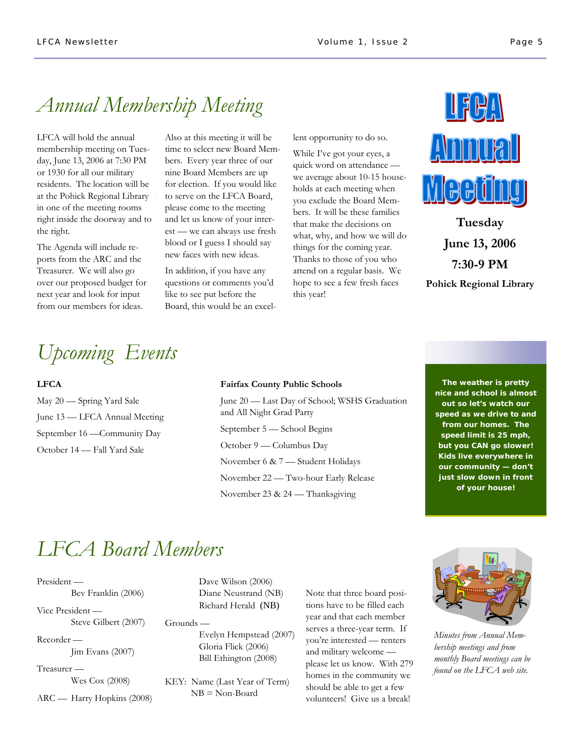# Annual Membership Meeting

LFCA will hold the annual membership meeting on Tuesday, June 13, 2006 at 7:30 PM or 1930 for all our military residents. The location will be at the Pohick Regional Library in one of the meeting rooms right inside the doorway and to the right.

The Agenda will include reports from the ARC and the Treasurer. We will also go over our proposed budget for next year and look for input from our members for ideas.

Also at this meeting it will be time to select new Board Members. Every year three of our nine Board Members are up for election. If you would like to serve on the LFCA Board, please come to the meeting and let us know of your interest — we can always use fresh blood or I guess I should say new faces with new ideas.

In addition, if you have any questions or comments you'd like to see put before the Board, this would be an excellent opportunity to do so.

While I've got your eyes, a quick word on attendance — we average about 10-15 households at each meeting when you exclude the Board Members. It will be these families that make the decisions on what, why, and how we will do things for the coming year. Thanks to those of you who attend on a regular basis. We hope to see a few fresh faces this year!

**LFCA Annual Meeting**

**Tuesday**

**June 13, 2006**

**7:30-9 PM**

**Pohick Regional Library**

# Upcoming Events

**LFCA**

May 20 — Spring Yard Sale

June 13 — LFCA Annual Meeting

September 16 —Community Day

October 14 — Fall Yard Sale

**Fairfax County Public Schools**

June 20 — Last Day of School; WSHS Graduation and All Night Grad Party

September 5 — School Begins

October 9 — Columbus Day

November 6 & 7 — Student Holidays

November 22 — Two-hour Early Release

November 23 & 24 — Thanksgiving

**The weather is pretty nice and school is almost out so let's watch our speed as we drive to and from our homes. The speed limit is 25 mph, but you CAN go slower! Kids live everywhere in our community — don't just slow down in front of your house!**

# LFCA Board Members

President —
Bev Franklin (2006)

Vice President —
Steve Gilbert (2007)

Recorder —
Jim Evans (2007)

Treasurer —
Wes Cox (2008)

ARC — Harry Hopkins (2008)
Dave Wilson (2006)
Diane Neustrand (NB)
Richard Herald (NB)

Grounds —
Evelyn Hempstead (2007)
Gloria Flick (2006)
Bill Ethington (2008)

KEY: Name (Last Year of Term)
NB = Non-Board

Note that three board positions have to be filled each year and that each member serves a three-year term. If you're interested — renters and military welcome — please let us know. With 279 homes in the community we should be able to get a few volunteers! Give us a break!

*Minutes from Annual Membership meetings and from monthly Board meetings can be found on the LFCA web site.*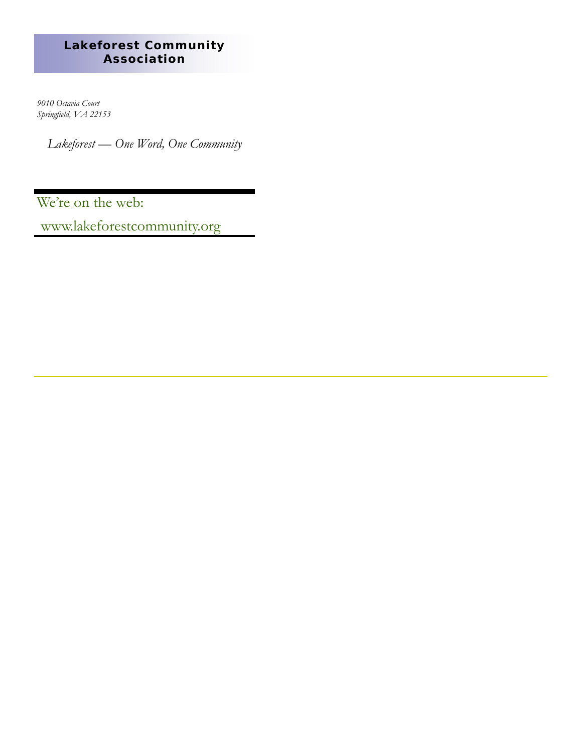**Lakeforest Community Association**

*9010 Octavia Court*
*Springfield, VA 22153*

*Lakeforest — One Word, One Community*

We're on the web:

www.lakeforestcommunity.org